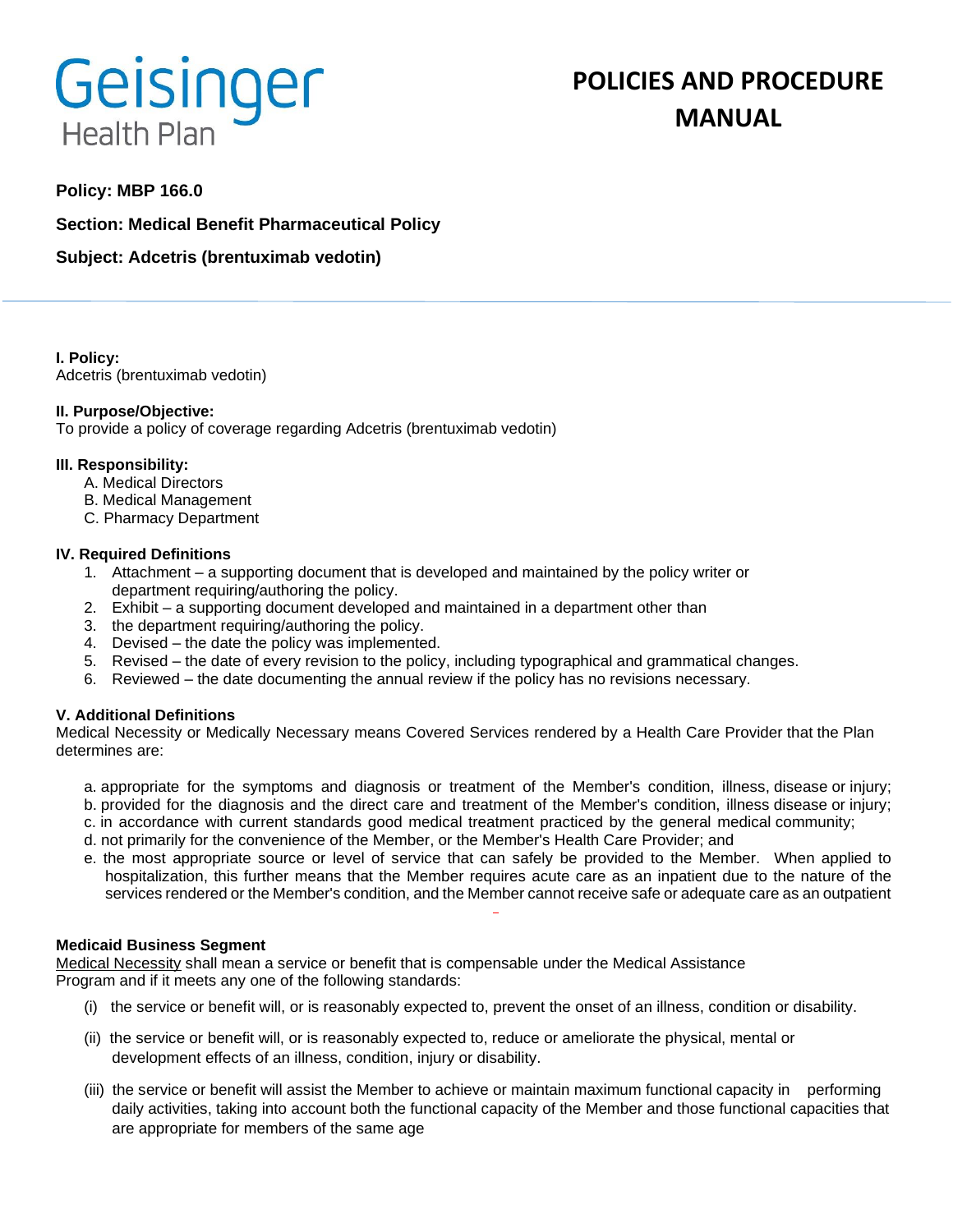Geisinger Health Plan

# POLICIES AND PROCEDURE MANUAL

**Policy: MBP 166.0**

**Section: Medical Benefit Pharmaceutical Policy**

**Subject: Adcetris (brentuximab vedotin)**

---

**I. Policy:**
Adcetris (brentuximab vedotin)

**II. Purpose/Objective:**
To provide a policy of coverage regarding Adcetris (brentuximab vedotin)

**III. Responsibility:**

A. Medical Directors
B. Medical Management
C. Pharmacy Department

**IV. Required Definitions**

1. Attachment – a supporting document that is developed and maintained by the policy writer or department requiring/authoring the policy.
2. Exhibit – a supporting document developed and maintained in a department other than
3. the department requiring/authoring the policy.
4. Devised – the date the policy was implemented.
5. Revised – the date of every revision to the policy, including typographical and grammatical changes.
6. Reviewed – the date documenting the annual review if the policy has no revisions necessary.

**V. Additional Definitions**
Medical Necessity or Medically Necessary means Covered Services rendered by a Health Care Provider that the Plan determines are:

a. appropriate for the symptoms and diagnosis or treatment of the Member's condition, illness, disease or injury;
b. provided for the diagnosis and the direct care and treatment of the Member's condition, illness disease or injury;
c. in accordance with current standards good medical treatment practiced by the general medical community;
d. not primarily for the convenience of the Member, or the Member's Health Care Provider; and
e. the most appropriate source or level of service that can safely be provided to the Member. When applied to hospitalization, this further means that the Member requires acute care as an inpatient due to the nature of the services rendered or the Member's condition, and the Member cannot receive safe or adequate care as an outpatient

**Medicaid Business Segment**
Medical Necessity shall mean a service or benefit that is compensable under the Medical Assistance Program and if it meets any one of the following standards:

(i) the service or benefit will, or is reasonably expected to, prevent the onset of an illness, condition or disability.

(ii) the service or benefit will, or is reasonably expected to, reduce or ameliorate the physical, mental or development effects of an illness, condition, injury or disability.

(iii) the service or benefit will assist the Member to achieve or maintain maximum functional capacity in performing daily activities, taking into account both the functional capacity of the Member and those functional capacities that are appropriate for members of the same age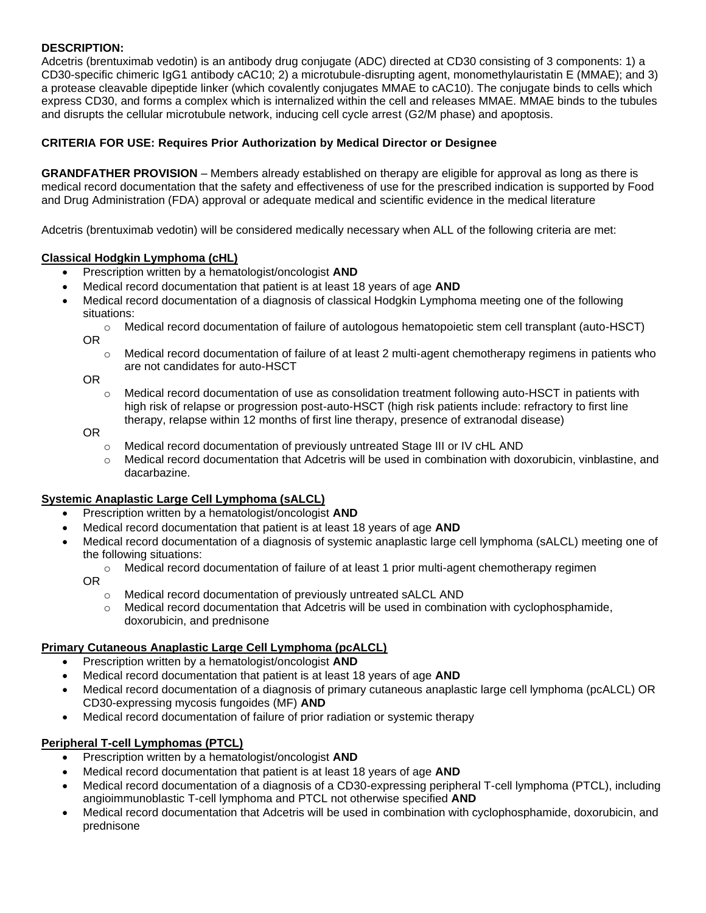**DESCRIPTION:**
Adcetris (brentuximab vedotin) is an antibody drug conjugate (ADC) directed at CD30 consisting of 3 components: 1) a CD30-specific chimeric IgG1 antibody cAC10; 2) a microtubule-disrupting agent, monomethylauristatin E (MMAE); and 3) a protease cleavable dipeptide linker (which covalently conjugates MMAE to cAC10). The conjugate binds to cells which express CD30, and forms a complex which is internalized within the cell and releases MMAE. MMAE binds to the tubules and disrupts the cellular microtubule network, inducing cell cycle arrest (G2/M phase) and apoptosis.

**CRITERIA FOR USE: Requires Prior Authorization by Medical Director or Designee**

**GRANDFATHER PROVISION** – Members already established on therapy are eligible for approval as long as there is medical record documentation that the safety and effectiveness of use for the prescribed indication is supported by Food and Drug Administration (FDA) approval or adequate medical and scientific evidence in the medical literature

Adcetris (brentuximab vedotin) will be considered medically necessary when ALL of the following criteria are met:

**Classical Hodgkin Lymphoma (cHL)**

- Prescription written by a hematologist/oncologist **AND**
- Medical record documentation that patient is at least 18 years of age **AND**
- Medical record documentation of a diagnosis of classical Hodgkin Lymphoma meeting one of the following situations:
  - Medical record documentation of failure of autologous hematopoietic stem cell transplant (auto-HSCT)

  OR
  - Medical record documentation of failure of at least 2 multi-agent chemotherapy regimens in patients who are not candidates for auto-HSCT

  OR
  - Medical record documentation of use as consolidation treatment following auto-HSCT in patients with high risk of relapse or progression post-auto-HSCT (high risk patients include: refractory to first line therapy, relapse within 12 months of first line therapy, presence of extranodal disease)

  OR
  - Medical record documentation of previously untreated Stage III or IV cHL AND
  - Medical record documentation that Adcetris will be used in combination with doxorubicin, vinblastine, and dacarbazine.

**Systemic Anaplastic Large Cell Lymphoma (sALCL)**

- Prescription written by a hematologist/oncologist **AND**
- Medical record documentation that patient is at least 18 years of age **AND**
- Medical record documentation of a diagnosis of systemic anaplastic large cell lymphoma (sALCL) meeting one of the following situations:
  - Medical record documentation of failure of at least 1 prior multi-agent chemotherapy regimen

  OR
  - Medical record documentation of previously untreated sALCL AND
  - Medical record documentation that Adcetris will be used in combination with cyclophosphamide, doxorubicin, and prednisone

**Primary Cutaneous Anaplastic Large Cell Lymphoma (pcALCL)**

- Prescription written by a hematologist/oncologist **AND**
- Medical record documentation that patient is at least 18 years of age **AND**
- Medical record documentation of a diagnosis of primary cutaneous anaplastic large cell lymphoma (pcALCL) OR CD30-expressing mycosis fungoides (MF) **AND**
- Medical record documentation of failure of prior radiation or systemic therapy

**Peripheral T-cell Lymphomas (PTCL)**

- Prescription written by a hematologist/oncologist **AND**
- Medical record documentation that patient is at least 18 years of age **AND**
- Medical record documentation of a diagnosis of a CD30-expressing peripheral T-cell lymphoma (PTCL), including angioimmunoblastic T-cell lymphoma and PTCL not otherwise specified **AND**
- Medical record documentation that Adcetris will be used in combination with cyclophosphamide, doxorubicin, and prednisone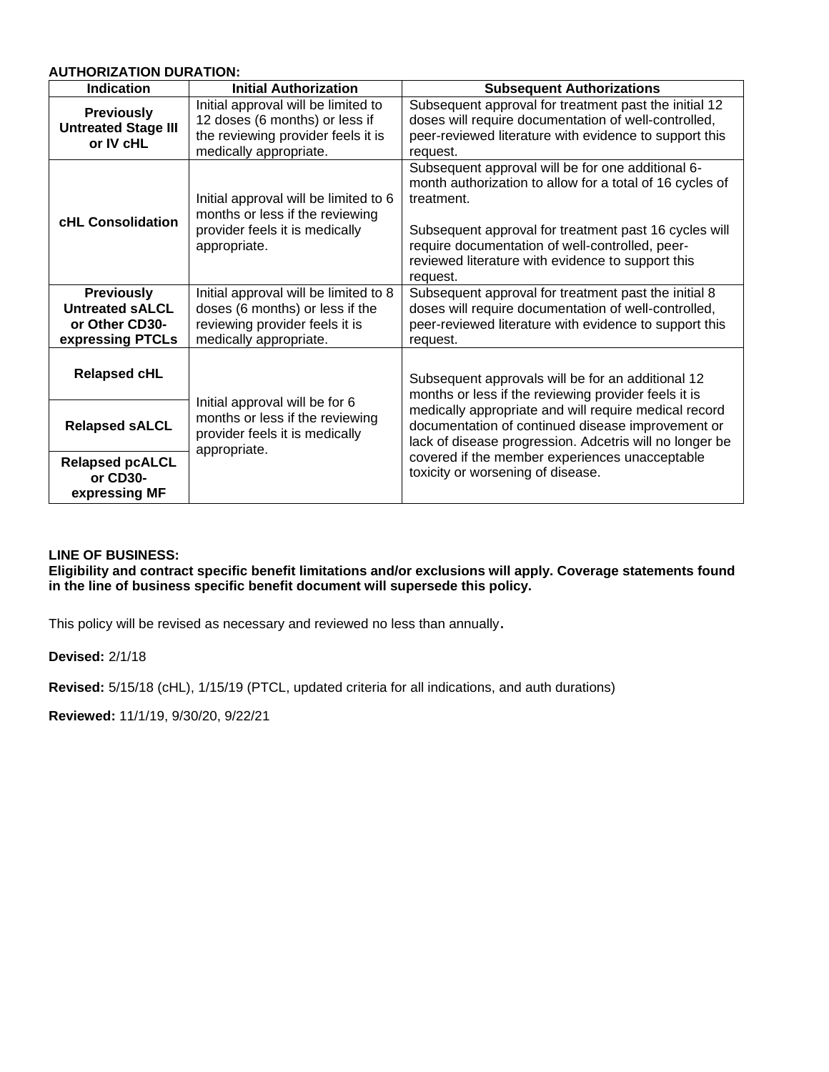**AUTHORIZATION DURATION:**

| Indication | Initial Authorization | Subsequent Authorizations |
|---|---|---|
| **Previously Untreated Stage III or IV cHL** | Initial approval will be limited to 12 doses (6 months) or less if the reviewing provider feels it is medically appropriate. | Subsequent approval for treatment past the initial 12 doses will require documentation of well-controlled, peer-reviewed literature with evidence to support this request. |
| **cHL Consolidation** | Initial approval will be limited to 6 months or less if the reviewing provider feels it is medically appropriate. | Subsequent approval will be for one additional 6-month authorization to allow for a total of 16 cycles of treatment.<br><br>Subsequent approval for treatment past 16 cycles will require documentation of well-controlled, peer-reviewed literature with evidence to support this request. |
| **Previously Untreated sALCL or Other CD30-expressing PTCLs** | Initial approval will be limited to 8 doses (6 months) or less if the reviewing provider feels it is medically appropriate. | Subsequent approval for treatment past the initial 8 doses will require documentation of well-controlled, peer-reviewed literature with evidence to support this request. |
| **Relapsed cHL** | Initial approval will be for 6 months or less if the reviewing provider feels it is medically appropriate. | Subsequent approvals will be for an additional 12 months or less if the reviewing provider feels it is medically appropriate and will require medical record documentation of continued disease improvement or lack of disease progression. Adcetris will no longer be covered if the member experiences unacceptable toxicity or worsening of disease. |
| **Relapsed sALCL** | | |
| **Relapsed pcALCL or CD30-expressing MF** | | |

**LINE OF BUSINESS:**

**Eligibility and contract specific benefit limitations and/or exclusions will apply. Coverage statements found in the line of business specific benefit document will supersede this policy.**

This policy will be revised as necessary and reviewed no less than annually.

**Devised:** 2/1/18

**Revised:** 5/15/18 (cHL), 1/15/19 (PTCL, updated criteria for all indications, and auth durations)

**Reviewed:** 11/1/19, 9/30/20, 9/22/21